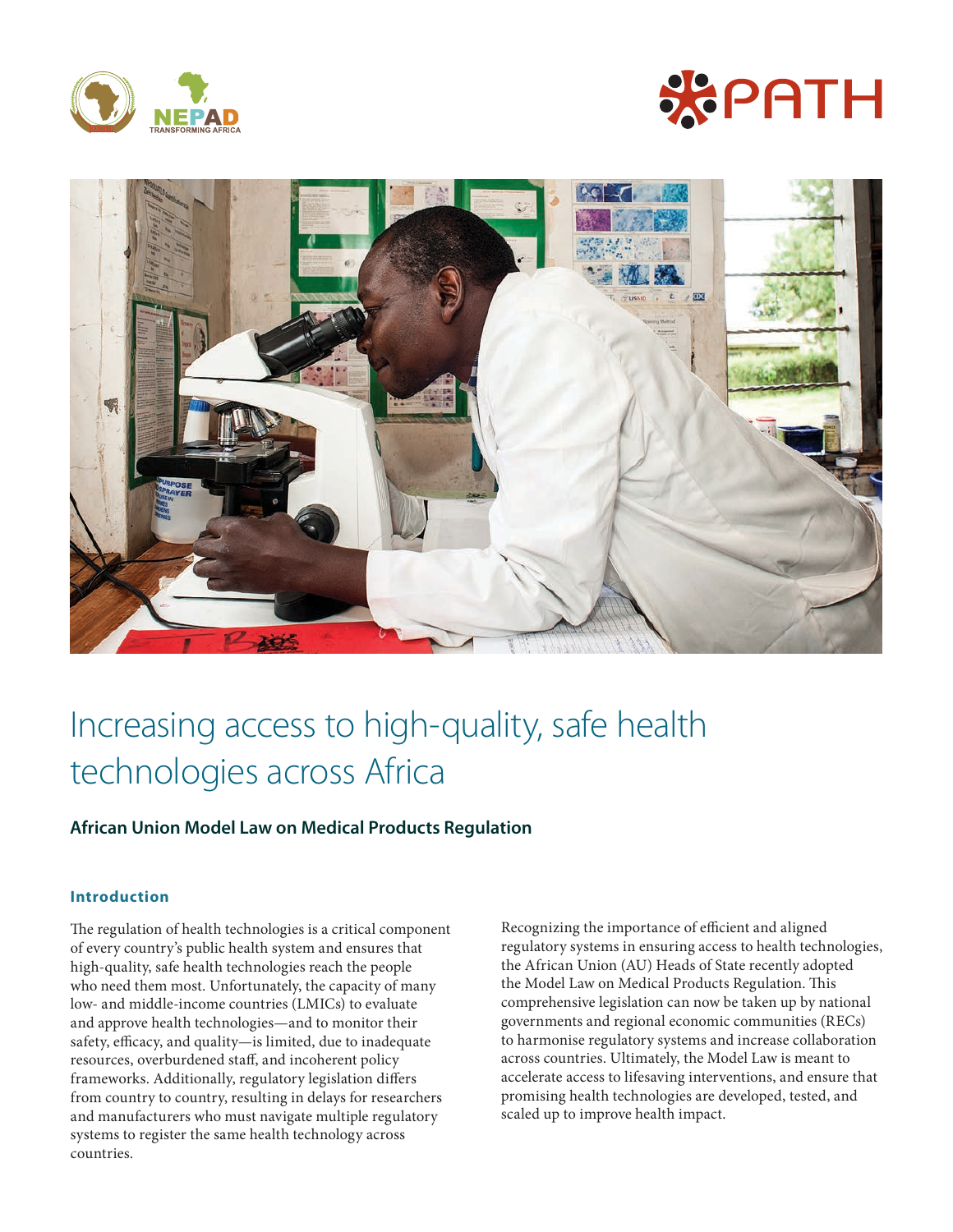# Increasing access to high-quality, safe health technologies across Africa

## African Union Model Law on Medical Products Regulation

### Introduction

The regulation of health technologies is a critical component of every country's public health system and ensures that high-quality, safe health technologies reach the people who need them most. Unfortunately, the capacity of many low- and middle-income countries (LMICs) to evaluate and approve health technologies—and to monitor their safety, efficacy, and quality—is limited, due to inadequate resources, overburdened staff, and incoherent policy frameworks. Additionally, regulatory legislation differs from country to country, resulting in delays for researchers and manufacturers who must navigate multiple regulatory systems to register the same health technology across countries.

Recognizing the importance of efficient and aligned regulatory systems in ensuring access to health technologies, the African Union (AU) Heads of State recently adopted the Model Law on Medical Products Regulation. This comprehensive legislation can now be taken up by national governments and regional economic communities (RECs) to harmonise regulatory systems and increase collaboration across countries. Ultimately, the Model Law is meant to accelerate access to lifesaving interventions, and ensure that promising health technologies are developed, tested, and scaled up to improve health impact.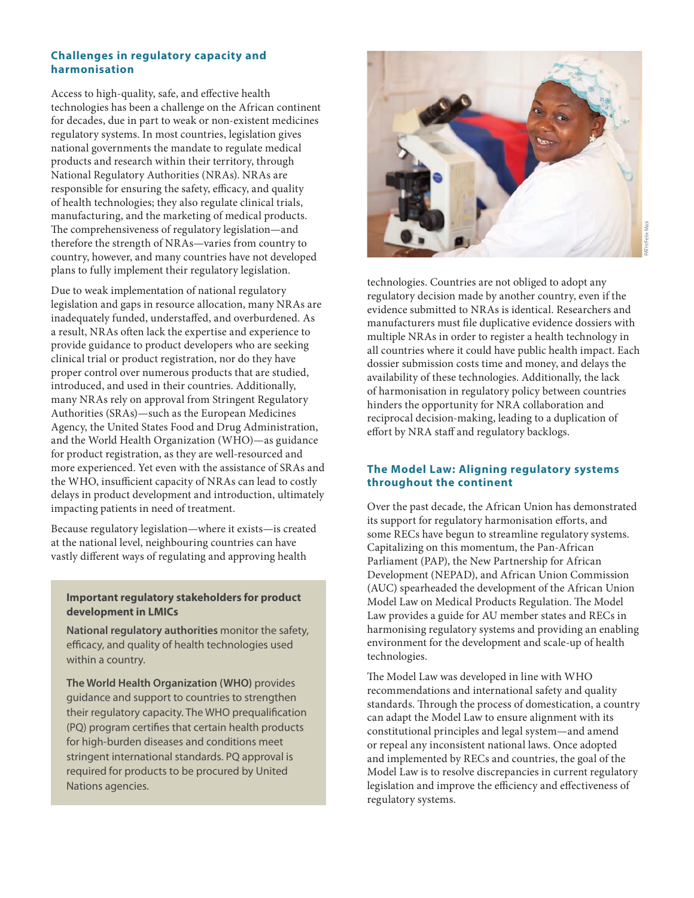### Challenges in regulatory capacity and harmonisation

Access to high-quality, safe, and effective health technologies has been a challenge on the African continent for decades, due in part to weak or non-existent medicines regulatory systems. In most countries, legislation gives national governments the mandate to regulate medical products and research within their territory, through National Regulatory Authorities (NRAs). NRAs are responsible for ensuring the safety, efficacy, and quality of health technologies; they also regulate clinical trials, manufacturing, and the marketing of medical products. The comprehensiveness of regulatory legislation—and therefore the strength of NRAs—varies from country to country, however, and many countries have not developed plans to fully implement their regulatory legislation.

Due to weak implementation of national regulatory legislation and gaps in resource allocation, many NRAs are inadequately funded, understaffed, and overburdened. As a result, NRAs often lack the expertise and experience to provide guidance to product developers who are seeking clinical trial or product registration, nor do they have proper control over numerous products that are studied, introduced, and used in their countries. Additionally, many NRAs rely on approval from Stringent Regulatory Authorities (SRAs)—such as the European Medicines Agency, the United States Food and Drug Administration, and the World Health Organization (WHO)—as guidance for product registration, as they are well-resourced and more experienced. Yet even with the assistance of SRAs and the WHO, insufficient capacity of NRAs can lead to costly delays in product development and introduction, ultimately impacting patients in need of treatment.

Because regulatory legislation—where it exists—is created at the national level, neighbouring countries can have vastly different ways of regulating and approving health technologies. Countries are not obliged to adopt any regulatory decision made by another country, even if the evidence submitted to NRAs is identical. Researchers and manufacturers must file duplicative evidence dossiers with multiple NRAs in order to register a health technology in all countries where it could have public health impact. Each dossier submission costs time and money, and delays the availability of these technologies. Additionally, the lack of harmonisation in regulatory policy between countries hinders the opportunity for NRA collaboration and reciprocal decision-making, leading to a duplication of effort by NRA staff and regulatory backlogs.

> **Important regulatory stakeholders for product development in LMICs**
>
> **National regulatory authorities** monitor the safety, efficacy, and quality of health technologies used within a country.
>
> **The World Health Organization (WHO)** provides guidance and support to countries to strengthen their regulatory capacity. The WHO prequalification (PQ) program certifies that certain health products for high-burden diseases and conditions meet stringent international standards. PQ approval is required for products to be procured by United Nations agencies.

### The Model Law: Aligning regulatory systems throughout the continent

Over the past decade, the African Union has demonstrated its support for regulatory harmonisation efforts, and some RECs have begun to streamline regulatory systems. Capitalizing on this momentum, the Pan-African Parliament (PAP), the New Partnership for African Development (NEPAD), and African Union Commission (AUC) spearheaded the development of the African Union Model Law on Medical Products Regulation. The Model Law provides a guide for AU member states and RECs in harmonising regulatory systems and providing an enabling environment for the development and scale-up of health technologies.

The Model Law was developed in line with WHO recommendations and international safety and quality standards. Through the process of domestication, a country can adapt the Model Law to ensure alignment with its constitutional principles and legal system—and amend or repeal any inconsistent national laws. Once adopted and implemented by RECs and countries, the goal of the Model Law is to resolve discrepancies in current regulatory legislation and improve the efficiency and effectiveness of regulatory systems.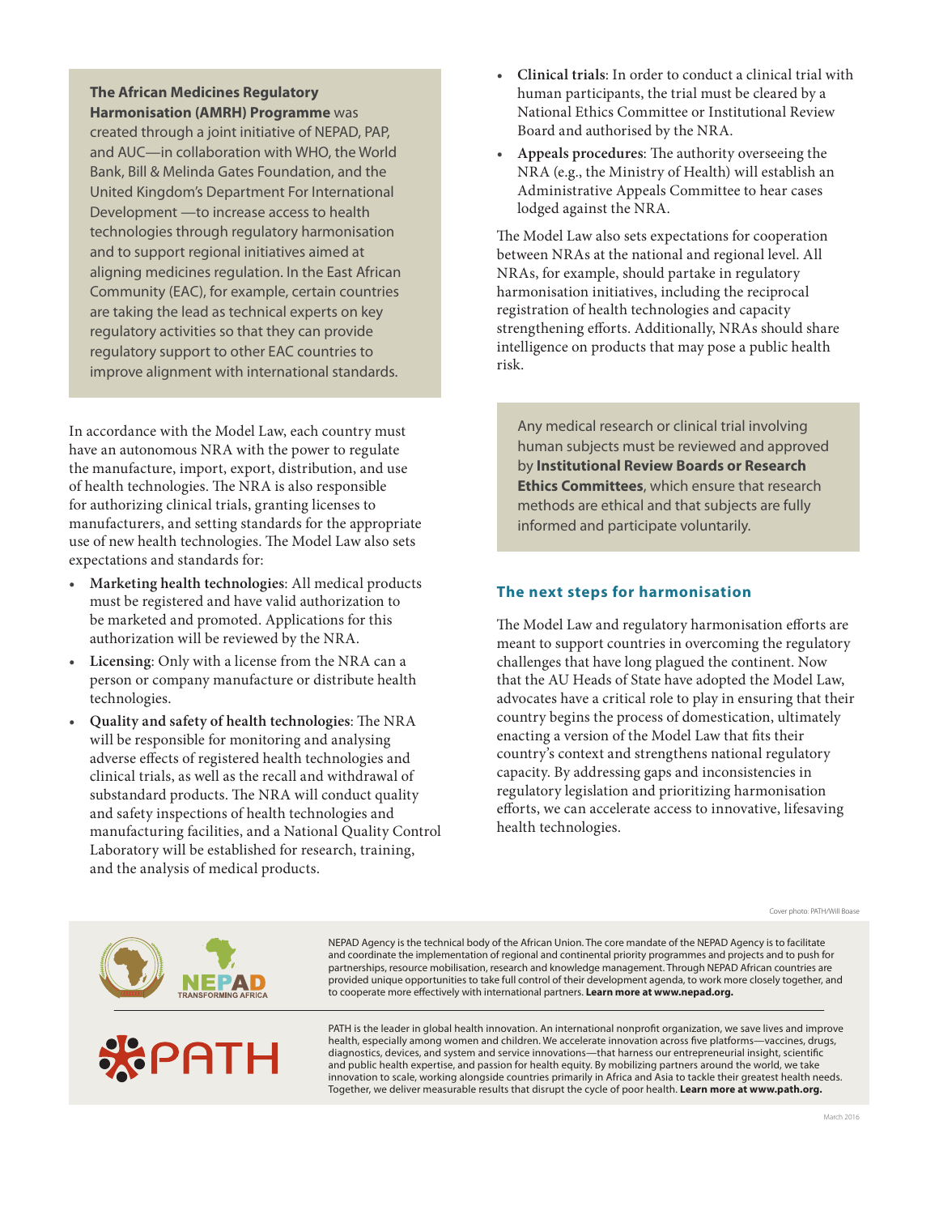**The African Medicines Regulatory Harmonisation (AMRH) Programme** was created through a joint initiative of NEPAD, PAP, and AUC—in collaboration with WHO, the World Bank, Bill & Melinda Gates Foundation, and the United Kingdom's Department For International Development —to increase access to health technologies through regulatory harmonisation and to support regional initiatives aimed at aligning medicines regulation. In the East African Community (EAC), for example, certain countries are taking the lead as technical experts on key regulatory activities so that they can provide regulatory support to other EAC countries to improve alignment with international standards.

In accordance with the Model Law, each country must have an autonomous NRA with the power to regulate the manufacture, import, export, distribution, and use of health technologies. The NRA is also responsible for authorizing clinical trials, granting licenses to manufacturers, and setting standards for the appropriate use of new health technologies. The Model Law also sets expectations and standards for:

- **Marketing health technologies**: All medical products must be registered and have valid authorization to be marketed and promoted. Applications for this authorization will be reviewed by the NRA.
- **Licensing**: Only with a license from the NRA can a person or company manufacture or distribute health technologies.
- **Quality and safety of health technologies**: The NRA will be responsible for monitoring and analysing adverse effects of registered health technologies and clinical trials, as well as the recall and withdrawal of substandard products. The NRA will conduct quality and safety inspections of health technologies and manufacturing facilities, and a National Quality Control Laboratory will be established for research, training, and the analysis of medical products.
- **Clinical trials**: In order to conduct a clinical trial with human participants, the trial must be cleared by a National Ethics Committee or Institutional Review Board and authorised by the NRA.
- **Appeals procedures**: The authority overseeing the NRA (e.g., the Ministry of Health) will establish an Administrative Appeals Committee to hear cases lodged against the NRA.

The Model Law also sets expectations for cooperation between NRAs at the national and regional level. All NRAs, for example, should partake in regulatory harmonisation initiatives, including the reciprocal registration of health technologies and capacity strengthening efforts. Additionally, NRAs should share intelligence on products that may pose a public health risk.

Any medical research or clinical trial involving human subjects must be reviewed and approved by **Institutional Review Boards or Research Ethics Committees**, which ensure that research methods are ethical and that subjects are fully informed and participate voluntarily.

## The next steps for harmonisation

The Model Law and regulatory harmonisation efforts are meant to support countries in overcoming the regulatory challenges that have long plagued the continent. Now that the AU Heads of State have adopted the Model Law, advocates have a critical role to play in ensuring that their country begins the process of domestication, ultimately enacting a version of the Model Law that fits their country's context and strengthens national regulatory capacity. By addressing gaps and inconsistencies in regulatory legislation and prioritizing harmonisation efforts, we can accelerate access to innovative, lifesaving health technologies.

Cover photo: PATH/Will Boase

NEPAD Agency is the technical body of the African Union. The core mandate of the NEPAD Agency is to facilitate and coordinate the implementation of regional and continental priority programmes and projects and to push for partnerships, resource mobilisation, research and knowledge management. Through NEPAD African countries are provided unique opportunities to take full control of their development agenda, to work more closely together, and to cooperate more effectively with international partners. **Learn more at www.nepad.org.**

PATH is the leader in global health innovation. An international nonprofit organization, we save lives and improve health, especially among women and children. We accelerate innovation across five platforms—vaccines, drugs, diagnostics, devices, and system and service innovations—that harness our entrepreneurial insight, scientific and public health expertise, and passion for health equity. By mobilizing partners around the world, we take innovation to scale, working alongside countries primarily in Africa and Asia to tackle their greatest health needs. Together, we deliver measurable results that disrupt the cycle of poor health. **Learn more at www.path.org.**

March 2016